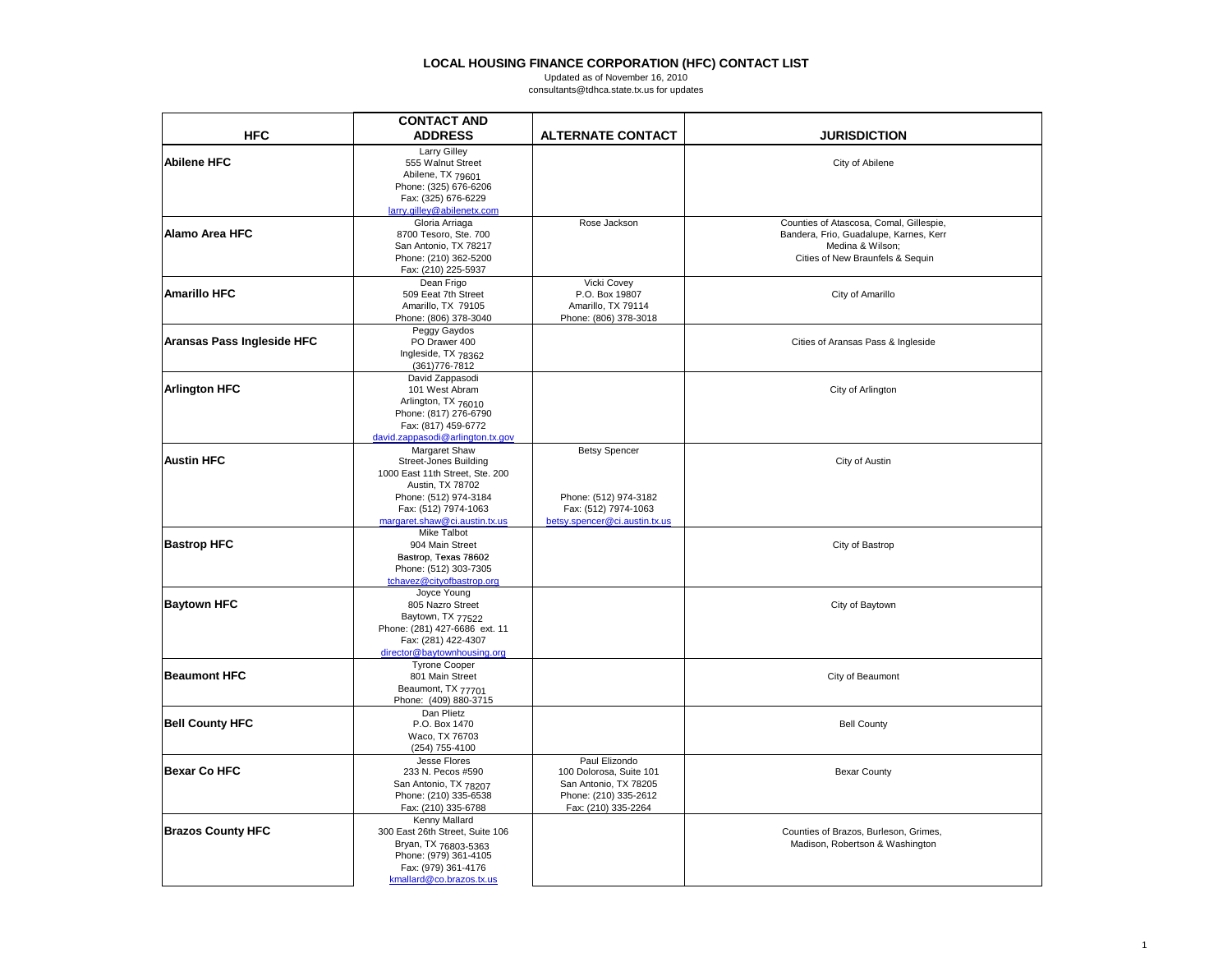# LOCAL HOUSING FINANCE CORPORATION (HFC) CONTACT LIST

Updated as of November 16, 2010
consultants@tdhca.state.tx.us for updates

| HFC | CONTACT AND ADDRESS | ALTERNATE CONTACT | JURISDICTION |
|---|---|---|---|
| **Abilene HFC** | Larry Gilley<br>555 Walnut Street<br>Abilene, TX 79601<br>Phone: (325) 676-6206<br>Fax: (325) 676-6229<br>larry.gilley@abilenetx.com | | City of Abilene |
| **Alamo Area HFC** | Gloria Arriaga<br>8700 Tesoro, Ste. 700<br>San Antonio, TX 78217<br>Phone: (210) 362-5200<br>Fax: (210) 225-5937 | Rose Jackson | Counties of Atascosa, Comal, Gillespie, Bandera, Frio, Guadalupe, Karnes, Kerr Medina & Wilson;<br>Cities of New Braunfels & Sequin |
| **Amarillo HFC** | Dean Frigo<br>509 Eeat 7th Street<br>Amarillo, TX 79105<br>Phone: (806) 378-3040 | Vicki Covey<br>P.O. Box 19807<br>Amarillo, TX 79114<br>Phone: (806) 378-3018 | City of Amarillo |
| **Aransas Pass Ingleside HFC** | Peggy Gaydos<br>PO Drawer 400<br>Ingleside, TX 78362<br>(361)776-7812 | | Cities of Aransas Pass & Ingleside |
| **Arlington HFC** | David Zappasodi<br>101 West Abram<br>Arlington, TX 76010<br>Phone: (817) 276-6790<br>Fax: (817) 459-6772<br>david.zappasodi@arlington.tx.gov | | City of Arlington |
| **Austin HFC** | Margaret Shaw<br>Street-Jones Building<br>1000 East 11th Street, Ste. 200<br>Austin, TX 78702<br>Phone: (512) 974-3184<br>Fax: (512) 7974-1063<br>margaret.shaw@ci.austin.tx.us | Betsy Spencer<br>Phone: (512) 974-3182<br>Fax: (512) 7974-1063<br>betsy.spencer@ci.austin.tx.us | City of Austin |
| **Bastrop HFC** | Mike Talbot<br>904 Main Street<br>Bastrop, Texas 78602<br>Phone: (512) 303-7305<br>tchavez@cityofbastrop.org | | City of Bastrop |
| **Baytown HFC** | Joyce Young<br>805 Nazro Street<br>Baytown, TX 77522<br>Phone: (281) 427-6686 ext. 11<br>Fax: (281) 422-4307<br>director@baytownhousing.org | | City of Baytown |
| **Beaumont HFC** | Tyrone Cooper<br>801 Main Street<br>Beaumont, TX 77701<br>Phone: (409) 880-3715 | | City of Beaumont |
| **Bell County HFC** | Dan Plietz<br>P.O. Box 1470<br>Waco, TX 76703<br>(254) 755-4100 | | Bell County |
| **Bexar Co HFC** | Jesse Flores<br>233 N. Pecos #590<br>San Antonio, TX 78207<br>Phone: (210) 335-6538<br>Fax: (210) 335-6788 | Paul Elizondo<br>100 Dolorosa, Suite 101<br>San Antonio, TX 78205<br>Phone: (210) 335-2612<br>Fax: (210) 335-2264 | Bexar County |
| **Brazos County HFC** | Kenny Mallard<br>300 East 26th Street, Suite 106<br>Bryan, TX 76803-5363<br>Phone: (979) 361-4105<br>Fax: (979) 361-4176<br>kmallard@co.brazos.tx.us | | Counties of Brazos, Burleson, Grimes, Madison, Robertson & Washington |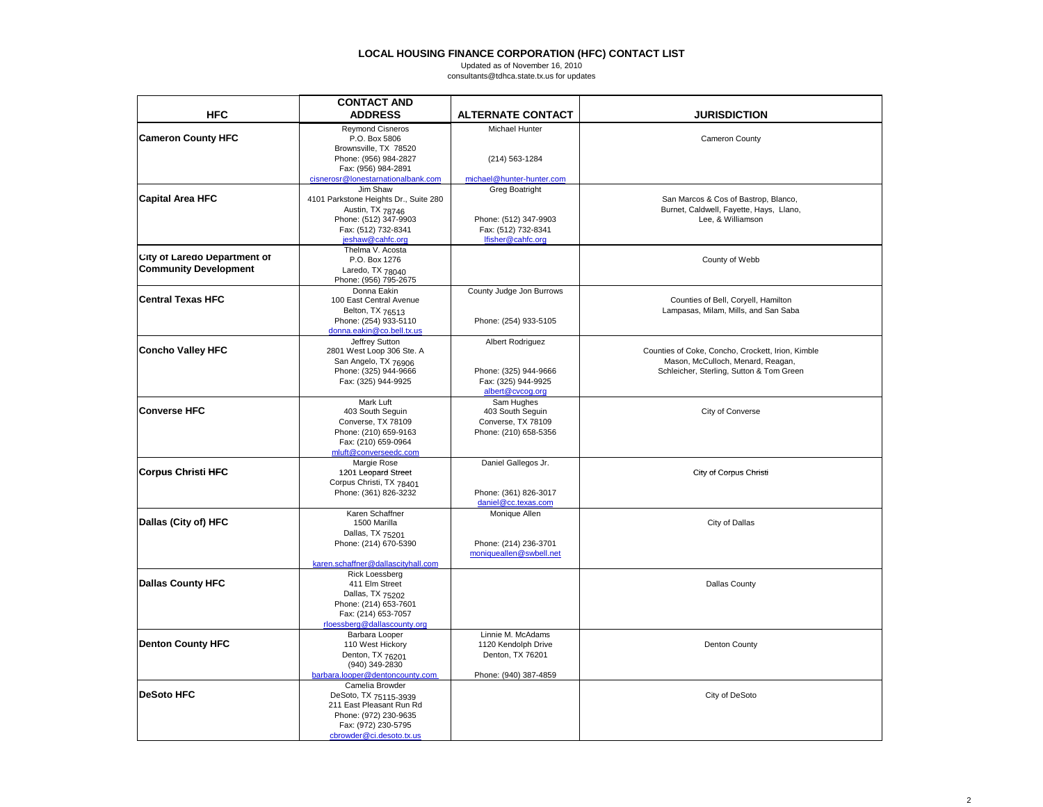# LOCAL HOUSING FINANCE CORPORATION (HFC) CONTACT LIST

Updated as of November 16, 2010
consultants@tdhca.state.tx.us for updates

| HFC | CONTACT AND ADDRESS | ALTERNATE CONTACT | JURISDICTION |
|---|---|---|---|
| **Cameron County HFC** | Reymond Cisneros<br>P.O. Box 5806<br>Brownsville, TX 78520<br>Phone: (956) 984-2827<br>Fax: (956) 984-2891<br>cisnerosr@lonestarnationalbank.com | Michael Hunter<br><br>(214) 563-1284<br><br>michael@hunter-hunter.com | Cameron County |
| **Capital Area HFC** | Jim Shaw<br>4101 Parkstone Heights Dr., Suite 280<br>Austin, TX 78746<br>Phone: (512) 347-9903<br>Fax: (512) 732-8341<br>jeshaw@cahfc.org | Greg Boatright<br><br>Phone: (512) 347-9903<br>Fax: (512) 732-8341<br>lfisher@cahfc.org | San Marcos & Cos of Bastrop, Blanco, Burnet, Caldwell, Fayette, Hays, Llano, Lee, & Williamson |
| **City of Laredo Department of Community Development** | Thelma V. Acosta<br>P.O. Box 1276<br>Laredo, TX 78040<br>Phone: (956) 795-2675 | | County of Webb |
| **Central Texas HFC** | Donna Eakin<br>100 East Central Avenue<br>Belton, TX 76513<br>Phone: (254) 933-5110<br>donna.eakin@co.bell.tx.us | County Judge Jon Burrows<br><br>Phone: (254) 933-5105 | Counties of Bell, Coryell, Hamilton Lampasas, Milam, Mills, and San Saba |
| **Concho Valley HFC** | Jeffrey Sutton<br>2801 West Loop 306 Ste. A<br>San Angelo, TX 76906<br>Phone: (325) 944-9666<br>Fax: (325) 944-9925 | Albert Rodriguez<br><br>Phone: (325) 944-9666<br>Fax: (325) 944-9925<br>albert@cvcog.org | Counties of Coke, Concho, Crockett, Irion, Kimble Mason, McCulloch, Menard, Reagan, Schleicher, Sterling, Sutton & Tom Green |
| **Converse HFC** | Mark Luft<br>403 South Seguin<br>Converse, TX 78109<br>Phone: (210) 659-9163<br>Fax: (210) 659-0964<br>mluft@converseedc.com | Sam Hughes<br>403 South Seguin<br>Converse, TX 78109<br>Phone: (210) 658-5356 | City of Converse |
| **Corpus Christi HFC** | Margie Rose<br>1201 Leopard Street<br>Corpus Christi, TX 78401<br>Phone: (361) 826-3232 | Daniel Gallegos Jr.<br><br>Phone: (361) 826-3017<br>daniel@cc.texas.com | City of Corpus Christi |
| **Dallas (City of) HFC** | Karen Schaffner<br>1500 Marilla<br>Dallas, TX 75201<br>Phone: (214) 670-5390<br><br>karen.schaffner@dallascityhall.com | Monique Allen<br><br>Phone: (214) 236-3701<br>moniqueallen@swbell.net | City of Dallas |
| **Dallas County HFC** | Rick Loessberg<br>411 Elm Street<br>Dallas, TX 75202<br>Phone: (214) 653-7601<br>Fax: (214) 653-7057<br>rloessberg@dallascounty.org | | Dallas County |
| **Denton County HFC** | Barbara Looper<br>110 West Hickory<br>Denton, TX 76201<br>(940) 349-2830<br>barbara.looper@dentoncounty.com | Linnie M. McAdams<br>1120 Kendolph Drive<br>Denton, TX 76201<br><br>Phone: (940) 387-4859 | Denton County |
| **DeSoto HFC** | Camelia Browder<br>DeSoto, TX 75115-3939<br>211 East Pleasant Run Rd<br>Phone: (972) 230-9635<br>Fax: (972) 230-5795<br>cbrowder@ci.desoto.tx.us | | City of DeSoto |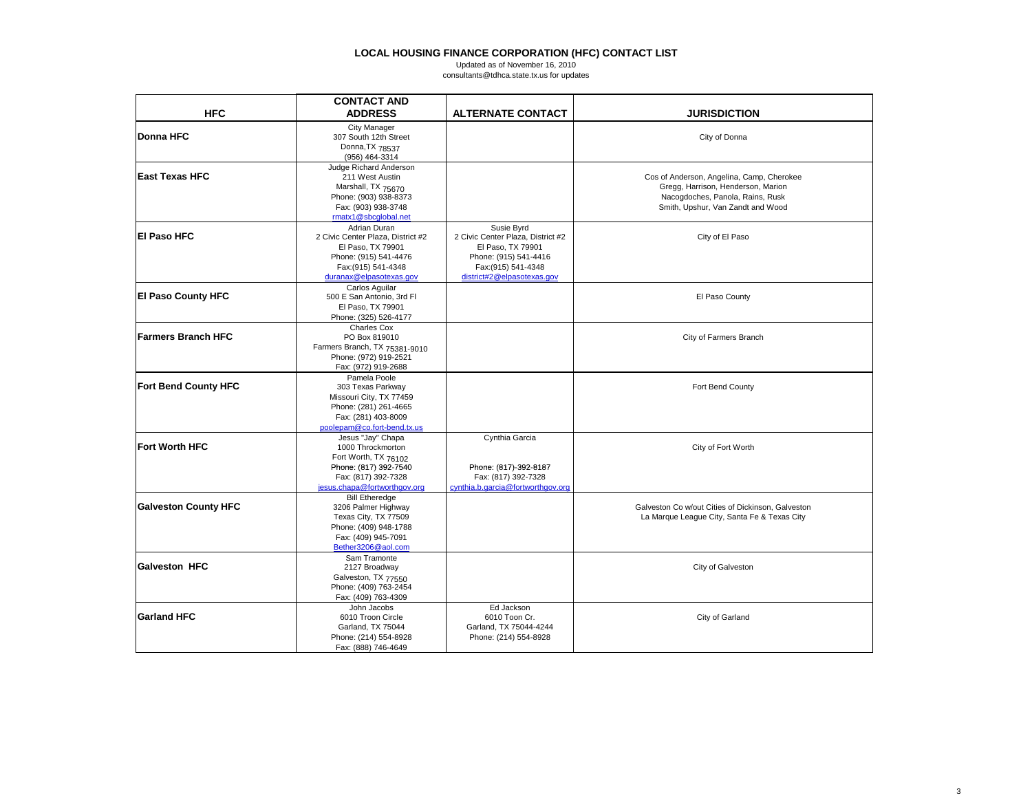# LOCAL HOUSING FINANCE CORPORATION (HFC) CONTACT LIST

Updated as of November 16, 2010
consultants@tdhca.state.tx.us for updates

| HFC | CONTACT AND ADDRESS | ALTERNATE CONTACT | JURISDICTION |
|---|---|---|---|
| **Donna HFC** | City Manager<br>307 South 12th Street<br>Donna,TX 78537<br>(956) 464-3314 | | City of Donna |
| **East Texas HFC** | Judge Richard Anderson<br>211 West Austin<br>Marshall, TX 75670<br>Phone: (903) 938-8373<br>Fax: (903) 938-3748<br>rmatx1@sbcglobal.net | | Cos of Anderson, Angelina, Camp, Cherokee Gregg, Harrison, Henderson, Marion Nacogdoches, Panola, Rains, Rusk Smith, Upshur, Van Zandt and Wood |
| **El Paso HFC** | Adrian Duran<br>2 Civic Center Plaza, District #2<br>El Paso, TX 79901<br>Phone: (915) 541-4476<br>Fax:(915) 541-4348<br>duranax@elpasotexas.gov | Susie Byrd<br>2 Civic Center Plaza, District #2<br>El Paso, TX 79901<br>Phone: (915) 541-4416<br>Fax:(915) 541-4348<br>district#2@elpasotexas.gov | City of El Paso |
| **El Paso County HFC** | Carlos Aguilar<br>500 E San Antonio, 3rd Fl<br>El Paso, TX 79901<br>Phone: (325) 526-4177 | | El Paso County |
| **Farmers Branch HFC** | Charles Cox<br>PO Box 819010<br>Farmers Branch, TX 75381-9010<br>Phone: (972) 919-2521<br>Fax: (972) 919-2688 | | City of Farmers Branch |
| **Fort Bend County HFC** | Pamela Poole<br>303 Texas Parkway<br>Missouri City, TX 77459<br>Phone: (281) 261-4665<br>Fax: (281) 403-8009<br>poolepam@co.fort-bend.tx.us | | Fort Bend County |
| **Fort Worth HFC** | Jesus "Jay" Chapa<br>1000 Throckmorton<br>Fort Worth, TX 76102<br>Phone: (817) 392-7540<br>Fax: (817) 392-7328<br>jesus.chapa@fortworthgov.org | Cynthia Garcia<br>Phone: (817)-392-8187<br>Fax: (817) 392-7328<br>cynthia.b.garcia@fortworthgov.org | City of Fort Worth |
| **Galveston County HFC** | Bill Etheredge<br>3206 Palmer Highway<br>Texas City, TX 77509<br>Phone: (409) 948-1788<br>Fax: (409) 945-7091<br>Bether3206@aol.com | | Galveston Co w/out Cities of Dickinson, Galveston La Marque League City, Santa Fe & Texas City |
| **Galveston HFC** | Sam Tramonte<br>2127 Broadway<br>Galveston, TX 77550<br>Phone: (409) 763-2454<br>Fax: (409) 763-4309 | | City of Galveston |
| **Garland HFC** | John Jacobs<br>6010 Troon Circle<br>Garland, TX 75044<br>Phone: (214) 554-8928<br>Fax: (888) 746-4649 | Ed Jackson<br>6010 Toon Cr.<br>Garland, TX 75044-4244<br>Phone: (214) 554-8928 | City of Garland |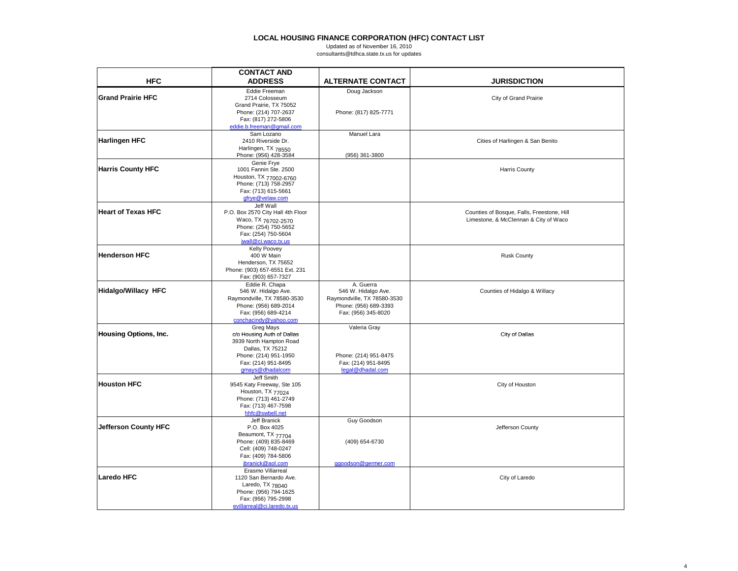# LOCAL HOUSING FINANCE CORPORATION (HFC) CONTACT LIST

Updated as of November 16, 2010
consultants@tdhca.state.tx.us for updates

| HFC | CONTACT AND ADDRESS | ALTERNATE CONTACT | JURISDICTION |
|---|---|---|---|
| **Grand Prairie HFC** | Eddie Freeman<br>2714 Colosseum<br>Grand Prairie, TX 75052<br>Phone: (214) 707-2637<br>Fax: (817) 272-5806<br>eddie.b.freeman@gmail.com | Doug Jackson<br><br>Phone: (817) 825-7771 | City of Grand Prairie |
| **Harlingen HFC** | Sam Lozano<br>2410 Riverside Dr.<br>Harlingen, TX 78550<br>Phone: (956) 428-3584 | Manuel Lara<br><br>(956) 361-3800 | Cities of Harlingen & San Benito |
| **Harris County HFC** | Genie Frye<br>1001 Fannin Ste. 2500<br>Houston, TX 77002-6760<br>Phone: (713) 758-2957<br>Fax: (713) 615-5661<br>gfrye@velaw.com | | Harris County |
| **Heart of Texas HFC** | Jeff Wall<br>P.O. Box 2570 City Hall 4th Floor<br>Waco, TX 76702-2570<br>Phone: (254) 750-5652<br>Fax: (254) 750-5604<br>jwall@ci.waco.tx.us | | Counties of Bosque, Falls, Freestone, Hill Limestone, & McClennan & City of Waco |
| **Henderson HFC** | Kelly Poovey<br>400 W Main<br>Henderson, TX 75652<br>Phone: (903) 657-6551 Ext. 231<br>Fax: (903) 657-7327 | | Rusk County |
| **Hidalgo/Willacy HFC** | Eddie R. Chapa<br>546 W. Hidalgo Ave.<br>Raymondville, TX 78580-3530<br>Phone: (956) 689-2014<br>Fax: (956) 689-4214<br>conchacindy@yahoo.com | A. Guerra<br>546 W. Hidalgo Ave.<br>Raymondville, TX 78580-3530<br>Phone: (956) 689-3393<br>Fax: (956) 345-8020 | Counties of Hidalgo & Willacy |
| **Housing Options, Inc.** | Greg Mays<br>c/o Housing Auth of Dallas<br>3939 North Hampton Road<br>Dallas, TX 75212<br>Phone: (214) 951-1950<br>Fax: (214) 951-8495<br>gmays@dhadalcom | Valeria Gray<br><br>Phone: (214) 951-8475<br>Fax: (214) 951-8495<br>legal@dhadal.com | City of Dallas |
| **Houston HFC** | Jeff Smith<br>9545 Katy Freeway, Ste 105<br>Houston, TX 77024<br>Phone: (713) 461-2749<br>Fax: (713) 467-7598<br>hhfc@swbell.net | | City of Houston |
| **Jefferson County HFC** | Jeff Branick<br>P.O. Box 4025<br>Beaumont, TX 77704<br>Phone: (409) 835-8469<br>Cell: (409) 748-0247<br>Fax: (409) 784-5806<br>jbranick@aol.com | Guy Goodson<br><br>(409) 654-6730<br><br>ggoodson@germer.com | Jefferson County |
| **Laredo HFC** | Erasmo Villarreal<br>1120 San Bernardo Ave.<br>Laredo, TX 78040<br>Phone: (956) 794-1625<br>Fax: (956) 795-2998<br>evillarreal@ci.laredo.tx.us | | City of Laredo |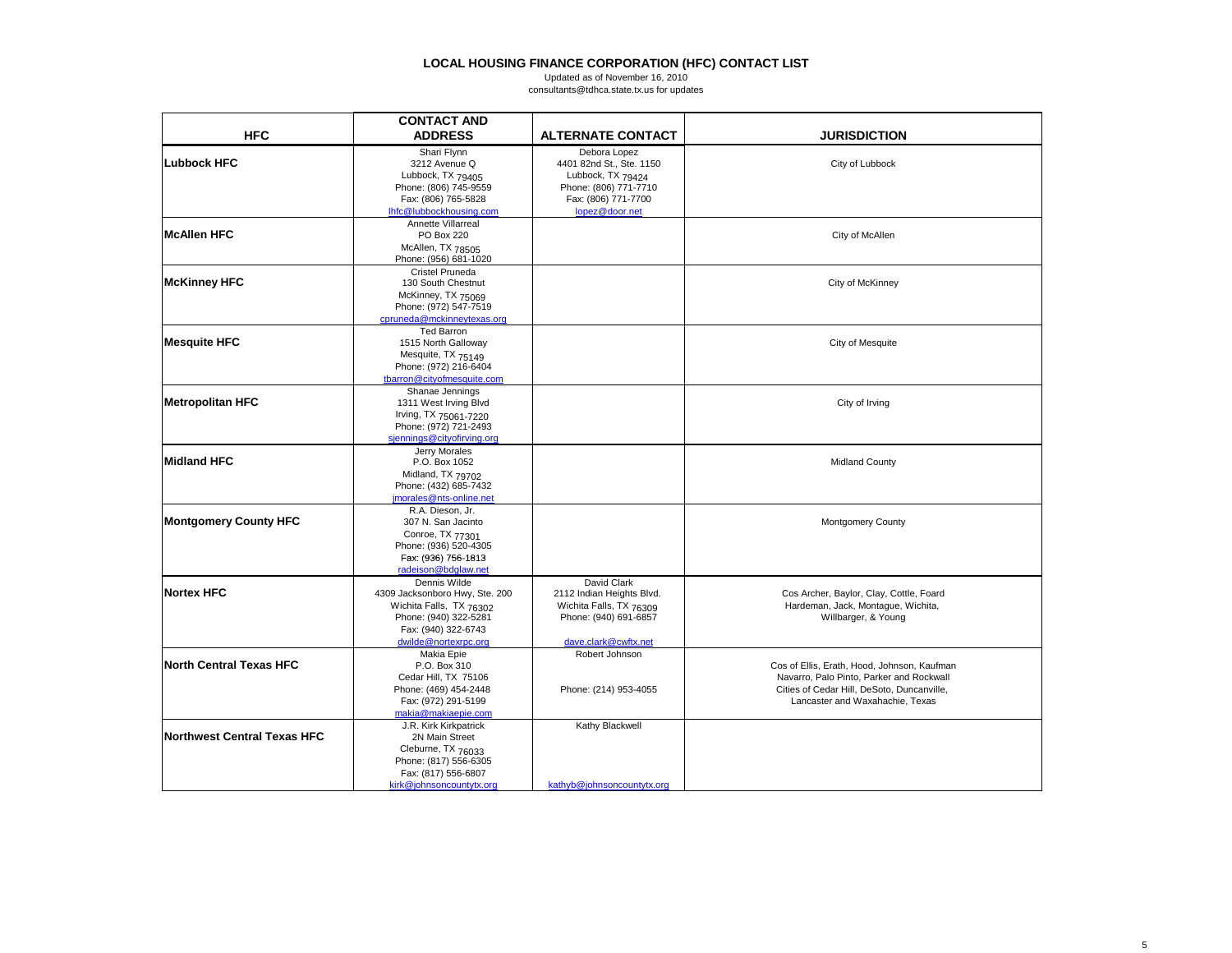# LOCAL HOUSING FINANCE CORPORATION (HFC) CONTACT LIST

Updated as of November 16, 2010
consultants@tdhca.state.tx.us for updates

| HFC | CONTACT AND ADDRESS | ALTERNATE CONTACT | JURISDICTION |
|---|---|---|---|
| **Lubbock HFC** | Shari Flynn<br>3212 Avenue Q<br>Lubbock, TX 79405<br>Phone: (806) 745-9559<br>Fax: (806) 765-5828<br>lhfc@lubbockhousing.com | Debora Lopez<br>4401 82nd St., Ste. 1150<br>Lubbock, TX 79424<br>Phone: (806) 771-7710<br>Fax: (806) 771-7700<br>lopez@door.net | City of Lubbock |
| **McAllen HFC** | Annette Villarreal<br>PO Box 220<br>McAllen, TX 78505<br>Phone: (956) 681-1020 | | City of McAllen |
| **McKinney HFC** | Cristel Pruneda<br>130 South Chestnut<br>McKinney, TX 75069<br>Phone: (972) 547-7519<br>cpruneda@mckinneytexas.org | | City of McKinney |
| **Mesquite HFC** | Ted Barron<br>1515 North Galloway<br>Mesquite, TX 75149<br>Phone: (972) 216-6404<br>tbarron@cityofmesquite.com | | City of Mesquite |
| **Metropolitan HFC** | Shanae Jennings<br>1311 West Irving Blvd<br>Irving, TX 75061-7220<br>Phone: (972) 721-2493<br>sjennings@cityofirving.org | | City of Irving |
| **Midland HFC** | Jerry Morales<br>P.O. Box 1052<br>Midland, TX 79702<br>Phone: (432) 685-7432<br>jmorales@nts-online.net | | Midland County |
| **Montgomery County HFC** | R.A. Dieson, Jr.<br>307 N. San Jacinto<br>Conroe, TX 77301<br>Phone: (936) 520-4305<br>Fax: (936) 756-1813<br>radeison@bdglaw.net | | Montgomery County |
| **Nortex HFC** | Dennis Wilde<br>4309 Jacksonboro Hwy, Ste. 200<br>Wichita Falls, TX 76302<br>Phone: (940) 322-5281<br>Fax: (940) 322-6743<br>dwilde@nortexrpc.org | David Clark<br>2112 Indian Heights Blvd.<br>Wichita Falls, TX 76309<br>Phone: (940) 691-6857<br>dave.clark@cwftx.net | Cos Archer, Baylor, Clay, Cottle, Foard Hardeman, Jack, Montague, Wichita, Willbarger, & Young |
| **North Central Texas HFC** | Makia Epie<br>P.O. Box 310<br>Cedar Hill, TX 75106<br>Phone: (469) 454-2448<br>Fax: (972) 291-5199<br>makia@makiaepie.com | Robert Johnson<br>Phone: (214) 953-4055 | Cos of Ellis, Erath, Hood, Johnson, Kaufman Navarro, Palo Pinto, Parker and Rockwall Cities of Cedar Hill, DeSoto, Duncanville, Lancaster and Waxahachie, Texas |
| **Northwest Central Texas HFC** | J.R. Kirk Kirkpatrick<br>2N Main Street<br>Cleburne, TX 76033<br>Phone: (817) 556-6305<br>Fax: (817) 556-6807<br>kirk@johnsoncountytx.org | Kathy Blackwell<br>kathyb@johnsoncountytx.org | |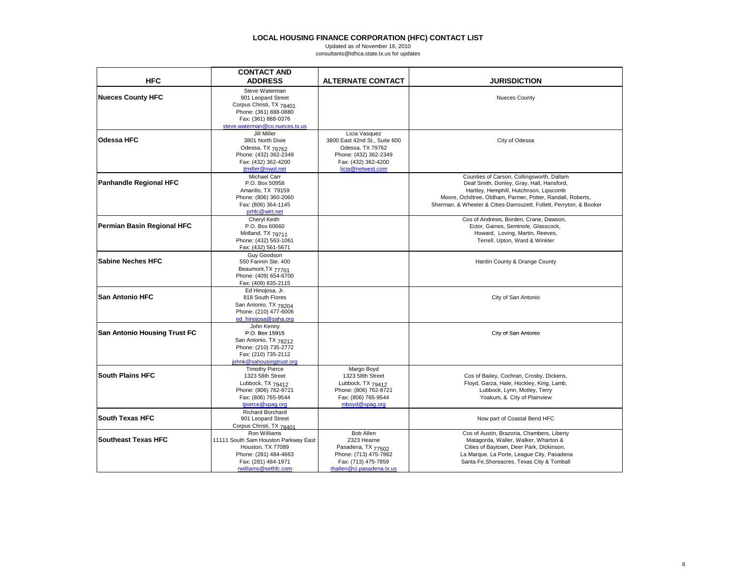# LOCAL HOUSING FINANCE CORPORATION (HFC) CONTACT LIST

Updated as of November 16, 2010
consultants@tdhca.state.tx.us for updates

| HFC | CONTACT AND ADDRESS | ALTERNATE CONTACT | JURISDICTION |
|---|---|---|---|
| **Nueces County HFC** | Steve Waterman<br>901 Leopard Street<br>Corpus Christi, TX 78401<br>Phone: (361) 888-0880<br>Fax: (361) 888-0376<br>steve.waterman@co.nueces.tx.us | | Nueces County |
| **Odessa HFC** | Jill Miller<br>3801 North Dixie<br>Odessa, TX 79762<br>Phone: (432) 362-2349<br>Fax: (432) 362-4200<br>jtmiller@nwol.net | Licia Vasquez<br>3800 East 42nd St., Suite 600<br>Odessa, TX 79762<br>Phone: (432) 362-2349<br>Fax: (432) 362-4200<br>licia@netwest.com | City of Odessa |
| **Panhandle Regional HFC** | Michael Carr<br>P.O. Box 50958<br>Amarillo, TX 79159<br>Phone: (806) 360-2060<br>Fax: (806) 364-1145<br>prhfc@wtrt.net | | Counties of Carson, Collingsworth, Dallam Deaf Smith, Donley, Gray, Hall, Hansford, Hartley, Hemphill, Hutchnson, Lipscomb Moore, Ochiltree, Oldham, Parmer, Potter, Randall, Roberts, Sherman, & Wheeler & Cities-Darrouzett, Follett, Perryton, & Booker |
| **Permian Basin Regional HFC** | Cheryl Keith<br>P.O. Box 60660<br>Midland, TX 79711<br>Phone: (432) 563-1061<br>Fax: (432) 561-5671 | | Cos of Andrews, Borden, Crane, Dawson, Ector, Gaines, Seminole, Glasscock, Howard, Loving, Martin, Reeves, Terrell, Upton, Ward & Winkler |
| **Sabine Neches HFC** | Guy Goodson<br>550 Fannin Ste. 400<br>Beaumont,TX 77701<br>Phone: (409) 654-6700<br>Fax: (409) 835-2115 | | Hardin County & Orange County |
| **San Antonio HFC** | Ed Hinojosa, Jr.<br>818 South Flores<br>San Antonio, TX 78204<br>Phone: (210) 477-6006<br>ed_hinojosa@saha.org | | City of San Antonio |
| **San Antonio Housing Trust FC** | John Kenny<br>P.O. Box 15915<br>San Antonio, TX 78212<br>Phone: (210) 735-2772<br>Fax: (210) 735-2112<br>johnk@sahousingtrust.org | | City of San Antonio |
| **South Plains HFC** | Timothy Pierce<br>1323 58th Street<br>Lubbock, TX 79412<br>Phone: (806) 762-8721<br>Fax: (806) 765-9544<br>tpierce@spag.org | Margo Boyd<br>1323 58th Street<br>Lubbock, TX 79412<br>Phone: (806) 762-8721<br>Fax: (806) 765-9544<br>mboyd@spag.org | Cos of Bailey, Cochran, Crosby, Dickens, Floyd, Garza, Hale, Hockley, King, Lamb, Lubbock, Lynn, Motley, Terry Yoakum, & City of Plainview |
| **South Texas HFC** | Richard Borchard<br>901 Leopard Street<br>Corpus Christi, TX 78401 | | Now part of Coastal Bend HFC |
| **Southeast Texas HFC** | Ron Williams<br>11111 South Sam Houston Parkway East<br>Houston, TX 77089<br>Phone: (281) 484-4663<br>Fax: (281) 484-1971<br>rwilliams@sethfc.com | Bob Allen<br>2323 Hearne<br>Pasadena, TX 77502<br>Phone: (713) 475-7862<br>Fax: (713) 475-7859<br>rhallen@ci.pasadena.tx.us | Cos of Austin, Brazoria, Chambers, Liberty Matagorda, Waller, Walker, Wharton & Cities of Baytown, Deer Park, Dickinson, La Marque, La Porte, League City, Pasadena Santa Fe,Shoreacres, Texas City & Tomball |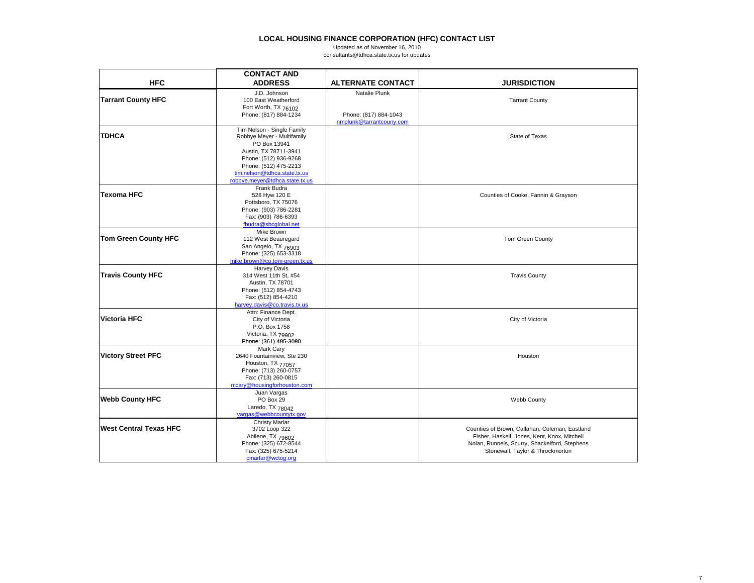# LOCAL HOUSING FINANCE CORPORATION (HFC) CONTACT LIST

Updated as of November 16, 2010
consultants@tdhca.state.tx.us for updates

| HFC | CONTACT AND ADDRESS | ALTERNATE CONTACT | JURISDICTION |
|---|---|---|---|
| **Tarrant County HFC** | J.D. Johnson<br>100 East Weatherford<br>Fort Worth, TX 76102<br>Phone: (817) 884-1234 | Natalie Plunk<br><br>Phone: (817) 884-1043<br>nmplunk@tarrantcouny.com | Tarrant County |
| **TDHCA** | Tim Nelson - Single Family<br>Robbye Meyer - Multifamily<br>PO Box 13941<br>Austin, TX 78711-3941<br>Phone: (512) 936-9268<br>Phone: (512) 475-2213<br>tim.nelson@tdhca.state.tx.us<br>robbye.meyer@tdhca.state.tx.us | | State of Texas |
| **Texoma HFC** | Frank Budra<br>528 Hyw 120 E<br>Pottsboro, TX 75076<br>Phone: (903) 786-2281<br>Fax: (903) 786-6393<br>fbudra@sbcglobal.net | | Counties of Cooke, Fannin & Grayson |
| **Tom Green County HFC** | Mike Brown<br>112 West Beauregard<br>San Angelo, TX 76903<br>Phone: (325) 653-3318<br>mike.brown@co.tom-green.tx.us | | Tom Green County |
| **Travis County HFC** | Harvey Davis<br>314 West 11th St, #54<br>Austin, TX 78701<br>Phone: (512) 854-4743<br>Fax: (512) 854-4210<br>harvey.davis@co.travis.tx.us | | Travis County |
| **Victoria HFC** | Attn: Finance Dept.<br>City of Victoria<br>P.O. Box 1758<br>Victoria, TX 79902<br>Phone: (361) 485-3080 | | City of Victoria |
| **Victory Street PFC** | Mark Cary<br>2640 Fountainview, Ste 230<br>Houston, TX 77057<br>Phone: (713) 260-0757<br>Fax: (713) 260-0815<br>mcary@housingforhouston.com | | Houston |
| **Webb County HFC** | Juan Vargas<br>PO Box 29<br>Laredo, TX 78042<br>vargas@webbcountytx.gov | | Webb County |
| **West Central Texas HFC** | Christy Marlar<br>3702 Loop 322<br>Abilene, TX 79602<br>Phone: (325) 672-8544<br>Fax: (325) 675-5214<br>cmarlar@wctog.org | | Counties of Brown, Callahan, Coleman, Eastland Fisher, Haskell, Jones, Kent, Knox, Mitchell Nolan, Runnels, Scurry, Shackelford, Stephens Stonewall, Taylor & Throckmorton |